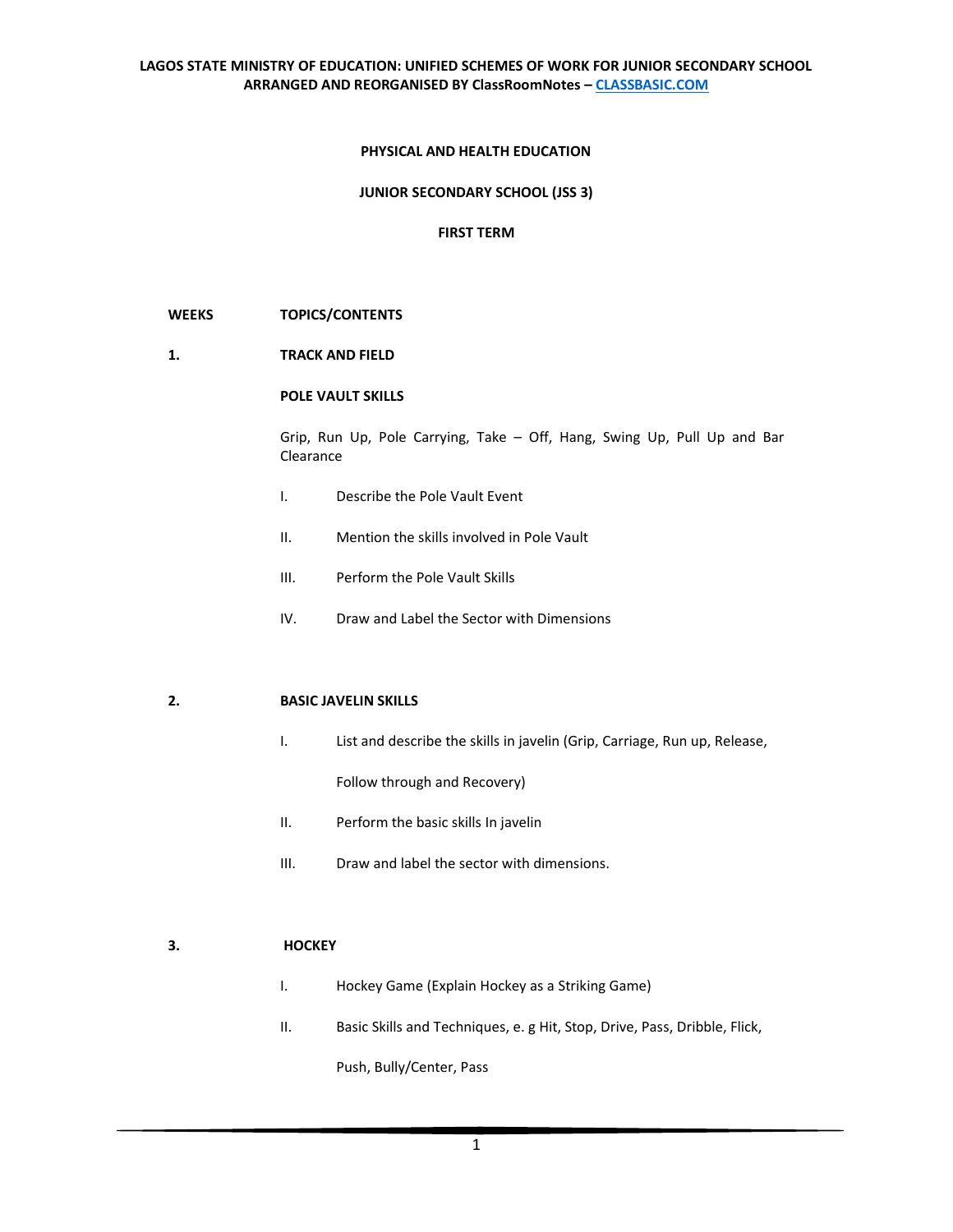# LAGOS STATE MINISTRY OF EDUCATION: UNIFIED SCHEMES OF WORK FOR JUNIOR SECONDARY SCHOOL

**ARRANGED AND REORGANISED BY ClassRoomNotes – CLASSBASIC.COM**

## PHYSICAL AND HEALTH EDUCATION

## JUNIOR SECONDARY SCHOOL (JSS 3)

## FIRST TERM

**WEEKS** **TOPICS/CONTENTS**

**1.** **TRACK AND FIELD**

**POLE VAULT SKILLS**

Grip, Run Up, Pole Carrying, Take – Off, Hang, Swing Up, Pull Up and Bar Clearance

I. Describe the Pole Vault Event

II. Mention the skills involved in Pole Vault

III. Perform the Pole Vault Skills

IV. Draw and Label the Sector with Dimensions

**2.** **BASIC JAVELIN SKILLS**

I. List and describe the skills in javelin (Grip, Carriage, Run up, Release, Follow through and Recovery)

II. Perform the basic skills In javelin

III. Draw and label the sector with dimensions.

**3.** **HOCKEY**

I. Hockey Game (Explain Hockey as a Striking Game)

II. Basic Skills and Techniques, e. g Hit, Stop, Drive, Pass, Dribble, Flick, Push, Bully/Center, Pass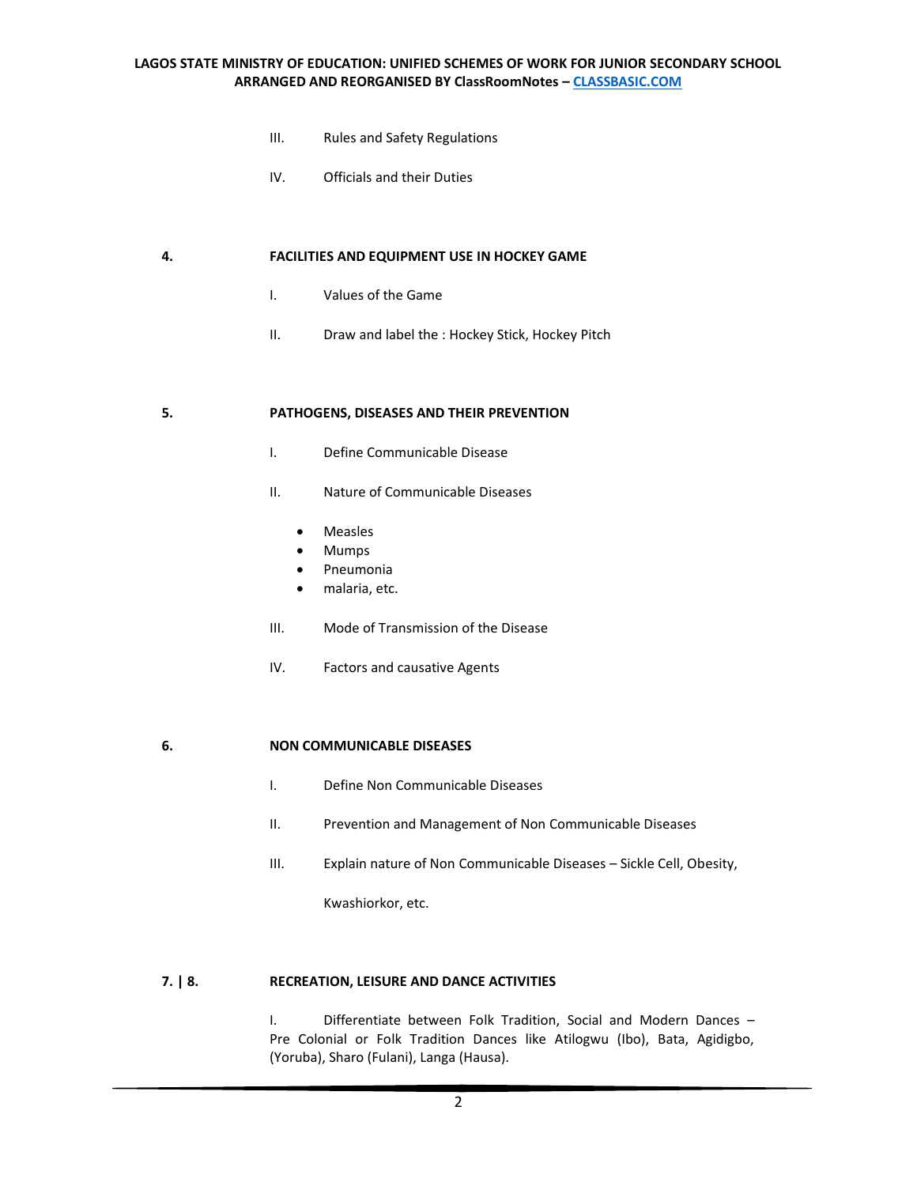III. Rules and Safety Regulations

IV. Officials and their Duties

**4. FACILITIES AND EQUIPMENT USE IN HOCKEY GAME**

I. Values of the Game

II. Draw and label the : Hockey Stick, Hockey Pitch

**5. PATHOGENS, DISEASES AND THEIR PREVENTION**

I. Define Communicable Disease

II. Nature of Communicable Diseases

- Measles
- Mumps
- Pneumonia
- malaria, etc.

III. Mode of Transmission of the Disease

IV. Factors and causative Agents

**6. NON COMMUNICABLE DISEASES**

I. Define Non Communicable Diseases

II. Prevention and Management of Non Communicable Diseases

III. Explain nature of Non Communicable Diseases – Sickle Cell, Obesity, Kwashiorkor, etc.

**7. | 8. RECREATION, LEISURE AND DANCE ACTIVITIES**

I. Differentiate between Folk Tradition, Social and Modern Dances – Pre Colonial or Folk Tradition Dances like Atilogwu (Ibo), Bata, Agidigbo, (Yoruba), Sharo (Fulani), Langa (Hausa).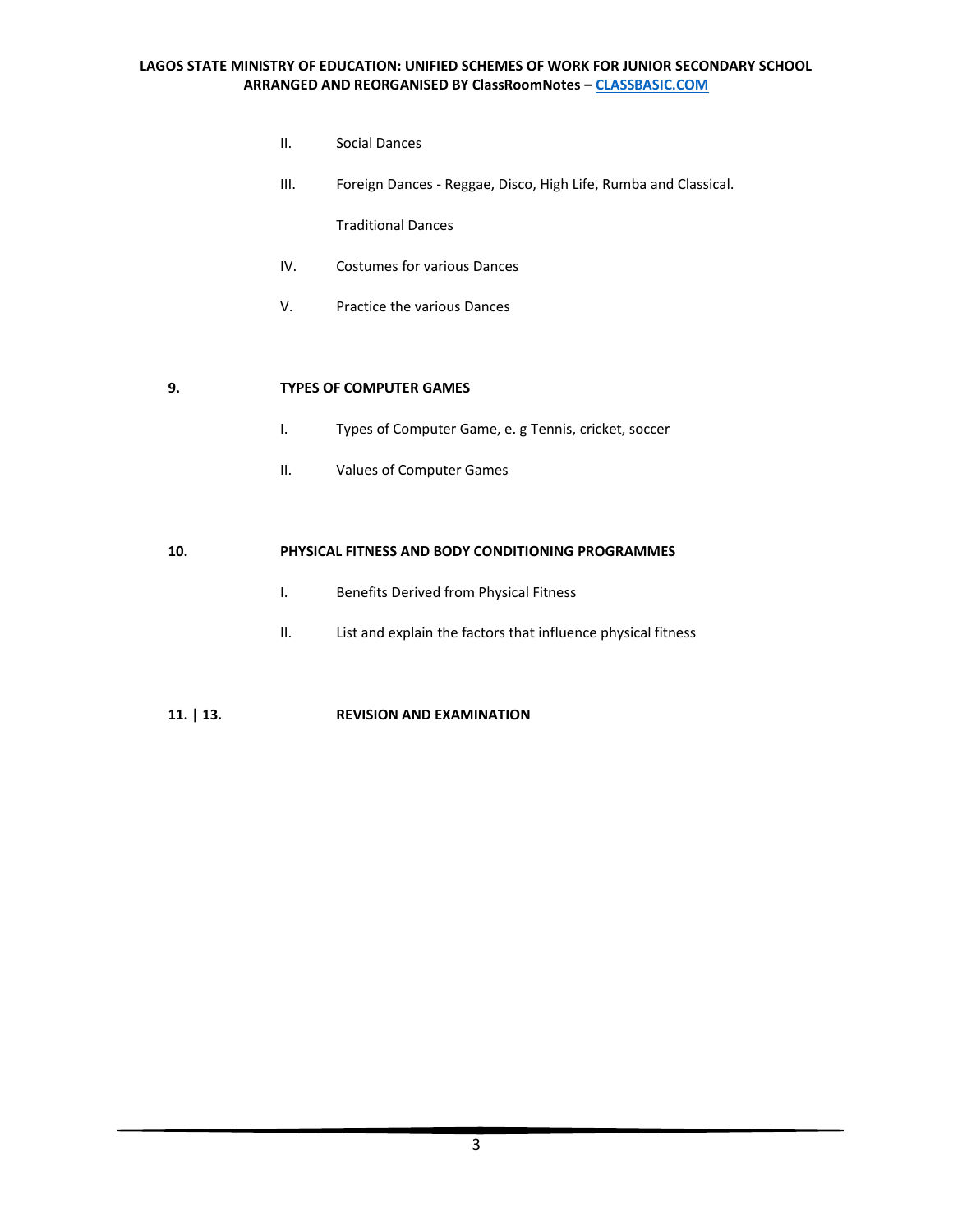II. Social Dances

III. Foreign Dances - Reggae, Disco, High Life, Rumba and Classical.

Traditional Dances

IV. Costumes for various Dances

V. Practice the various Dances

**9. TYPES OF COMPUTER GAMES**

I. Types of Computer Game, e. g Tennis, cricket, soccer

II. Values of Computer Games

**10. PHYSICAL FITNESS AND BODY CONDITIONING PROGRAMMES**

I. Benefits Derived from Physical Fitness

II. List and explain the factors that influence physical fitness

**11. | 13. REVISION AND EXAMINATION**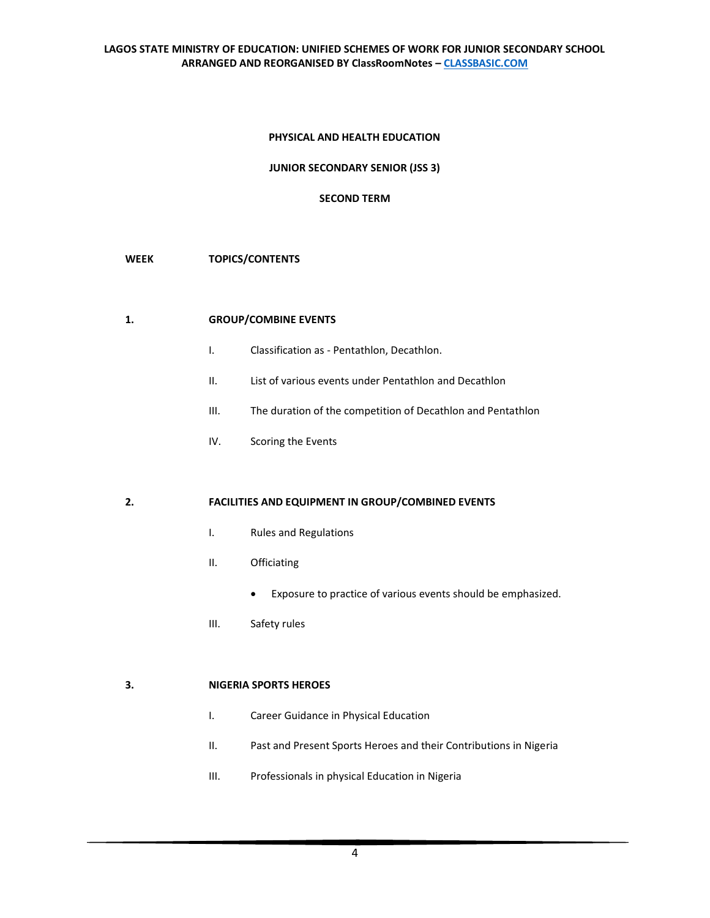## PHYSICAL AND HEALTH EDUCATION

## JUNIOR SECONDARY SENIOR (JSS 3)

## SECOND TERM

**WEEK** **TOPICS/CONTENTS**

**1.** **GROUP/COMBINE EVENTS**

I. Classification as - Pentathlon, Decathlon.

II. List of various events under Pentathlon and Decathlon

III. The duration of the competition of Decathlon and Pentathlon

IV. Scoring the Events

**2.** **FACILITIES AND EQUIPMENT IN GROUP/COMBINED EVENTS**

I. Rules and Regulations

II. Officiating

- Exposure to practice of various events should be emphasized.

III. Safety rules

**3.** **NIGERIA SPORTS HEROES**

I. Career Guidance in Physical Education

II. Past and Present Sports Heroes and their Contributions in Nigeria

III. Professionals in physical Education in Nigeria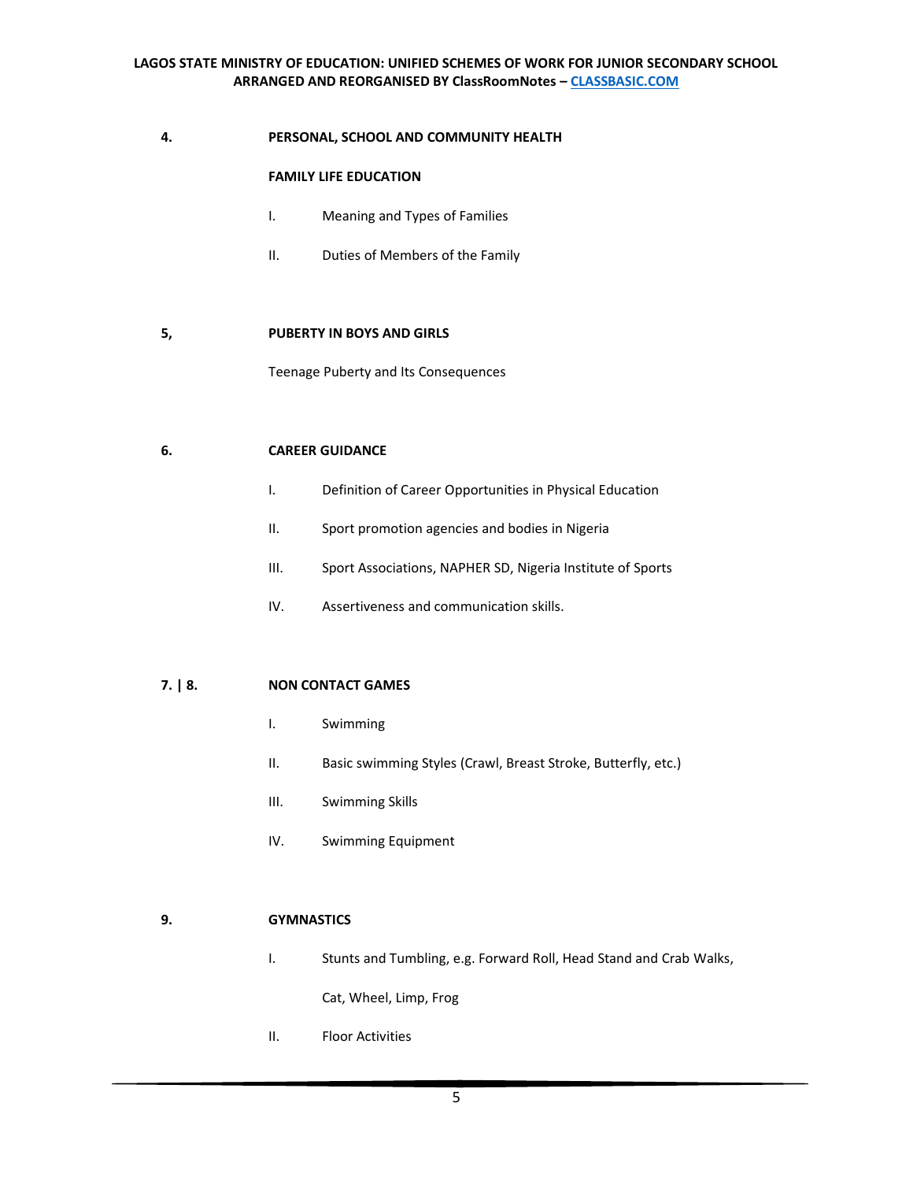**4.** **PERSONAL, SCHOOL AND COMMUNITY HEALTH**

**FAMILY LIFE EDUCATION**

I. Meaning and Types of Families

II. Duties of Members of the Family

**5,** **PUBERTY IN BOYS AND GIRLS**

Teenage Puberty and Its Consequences

**6.** **CAREER GUIDANCE**

I. Definition of Career Opportunities in Physical Education

II. Sport promotion agencies and bodies in Nigeria

III. Sport Associations, NAPHER SD, Nigeria Institute of Sports

IV. Assertiveness and communication skills.

**7. | 8.** **NON CONTACT GAMES**

I. Swimming

II. Basic swimming Styles (Crawl, Breast Stroke, Butterfly, etc.)

III. Swimming Skills

IV. Swimming Equipment

**9.** **GYMNASTICS**

I. Stunts and Tumbling, e.g. Forward Roll, Head Stand and Crab Walks, Cat, Wheel, Limp, Frog

II. Floor Activities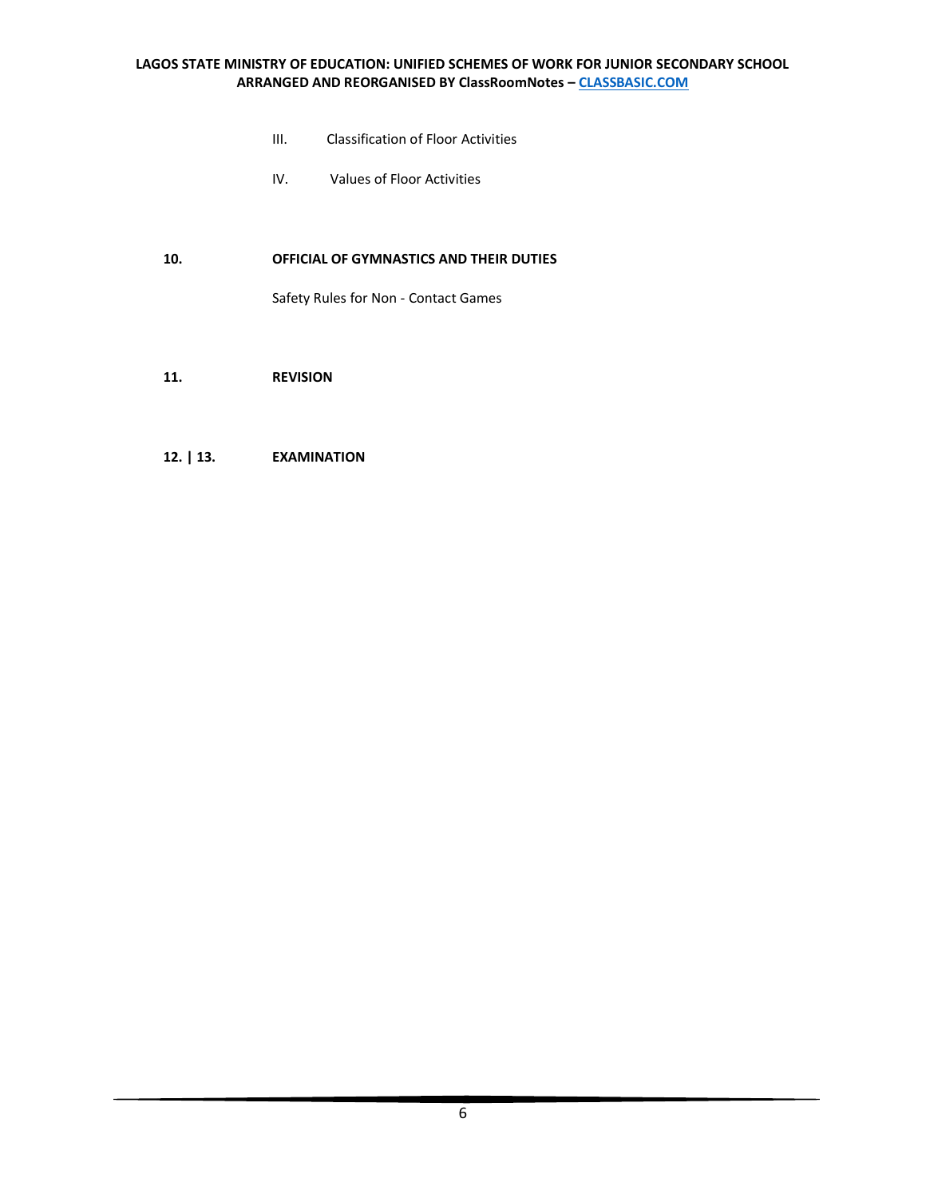III. Classification of Floor Activities

IV. Values of Floor Activities

**10.** **OFFICIAL OF GYMNASTICS AND THEIR DUTIES**

Safety Rules for Non - Contact Games

**11.** **REVISION**

**12. | 13.** **EXAMINATION**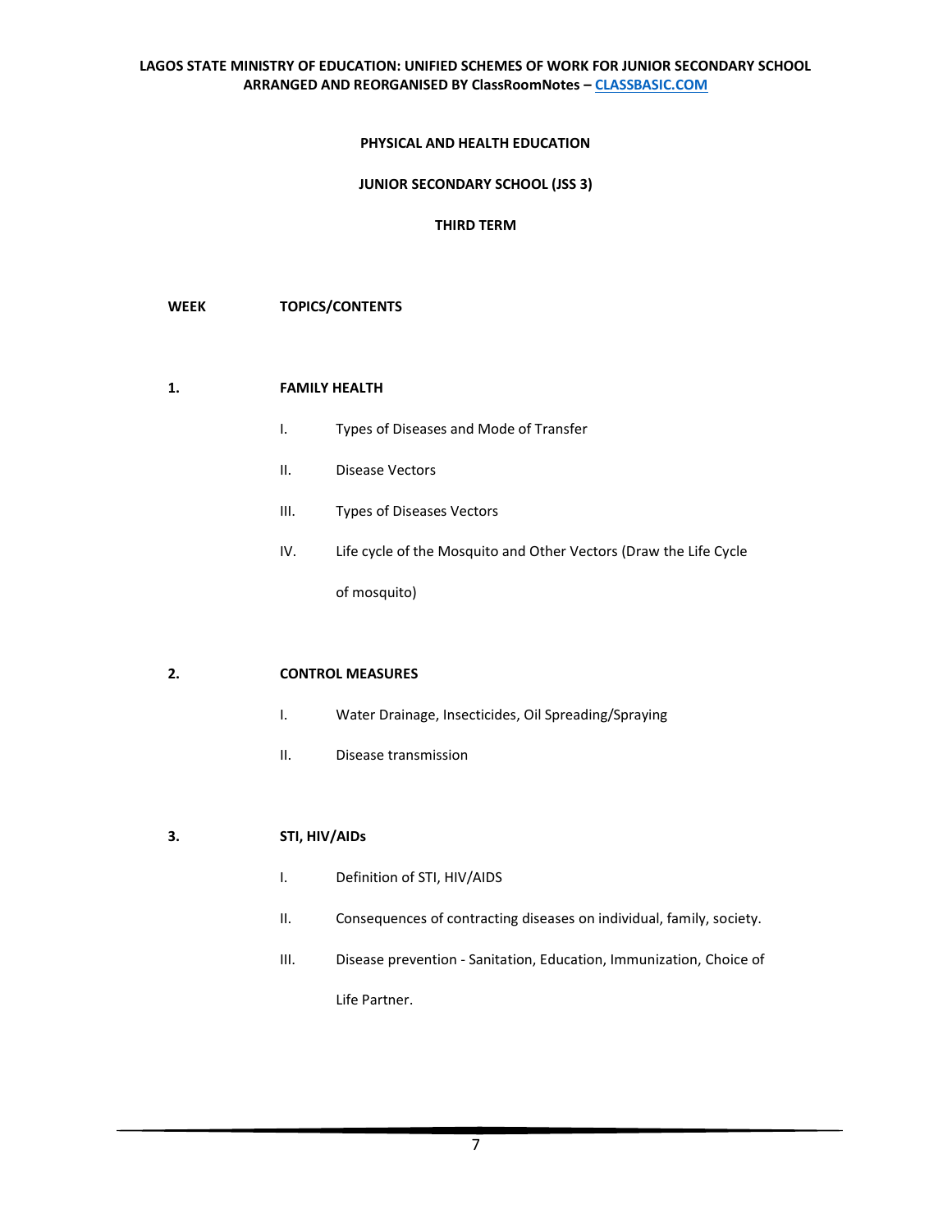## PHYSICAL AND HEALTH EDUCATION

## JUNIOR SECONDARY SCHOOL (JSS 3)

## THIRD TERM

**WEEK** **TOPICS/CONTENTS**

**1. FAMILY HEALTH**

- I. Types of Diseases and Mode of Transfer
- II. Disease Vectors
- III. Types of Diseases Vectors
- IV. Life cycle of the Mosquito and Other Vectors (Draw the Life Cycle of mosquito)

**2. CONTROL MEASURES**

- I. Water Drainage, Insecticides, Oil Spreading/Spraying
- II. Disease transmission

**3. STI, HIV/AIDs**

- I. Definition of STI, HIV/AIDS
- II. Consequences of contracting diseases on individual, family, society.
- III. Disease prevention - Sanitation, Education, Immunization, Choice of Life Partner.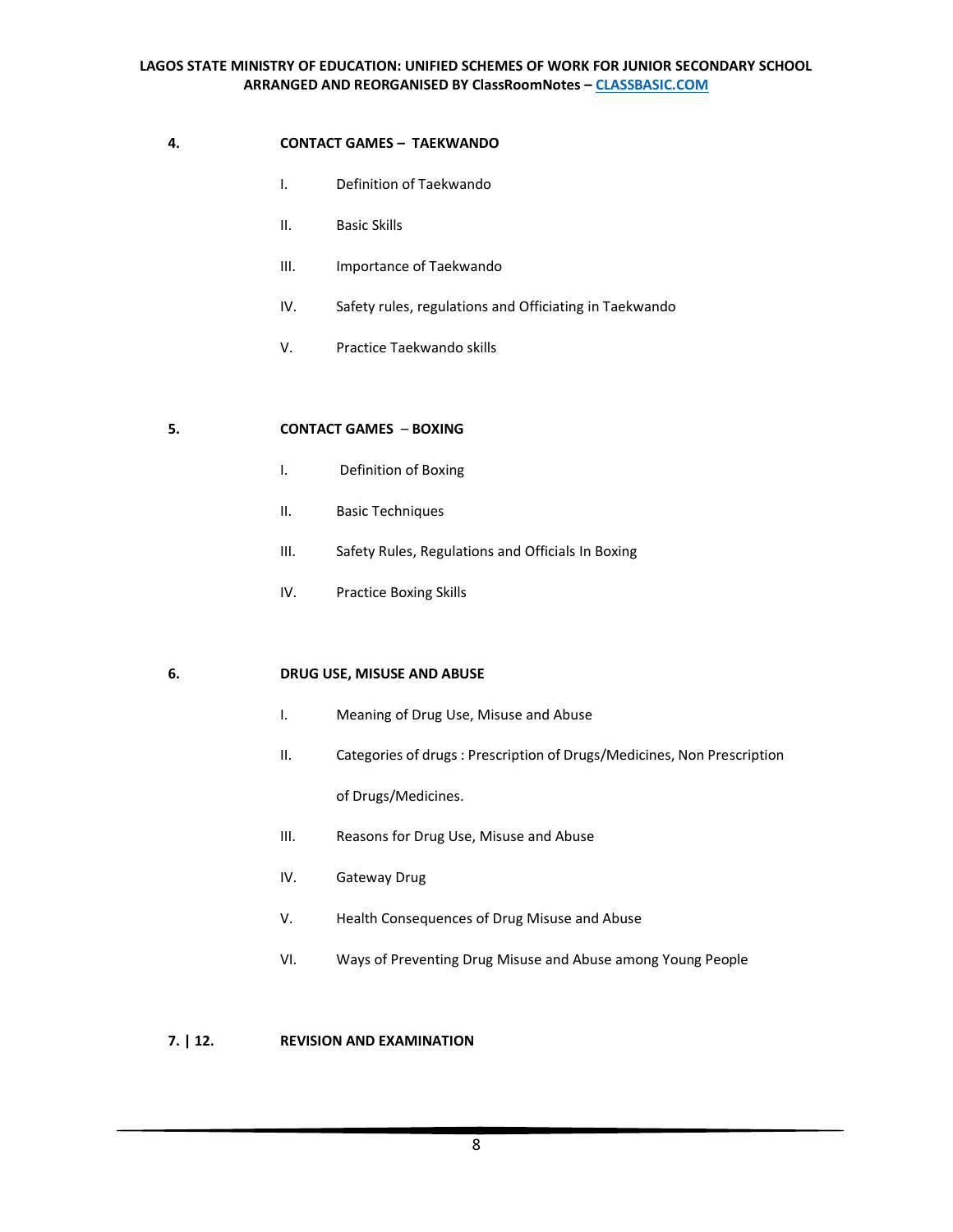**4. CONTACT GAMES – TAEKWANDO**

- I. Definition of Taekwando
- II. Basic Skills
- III. Importance of Taekwando
- IV. Safety rules, regulations and Officiating in Taekwando
- V. Practice Taekwando skills

**5. CONTACT GAMES – BOXING**

- I. Definition of Boxing
- II. Basic Techniques
- III. Safety Rules, Regulations and Officials In Boxing
- IV. Practice Boxing Skills

**6. DRUG USE, MISUSE AND ABUSE**

- I. Meaning of Drug Use, Misuse and Abuse
- II. Categories of drugs : Prescription of Drugs/Medicines, Non Prescription of Drugs/Medicines.
- III. Reasons for Drug Use, Misuse and Abuse
- IV. Gateway Drug
- V. Health Consequences of Drug Misuse and Abuse
- VI. Ways of Preventing Drug Misuse and Abuse among Young People

**7. | 12. REVISION AND EXAMINATION**